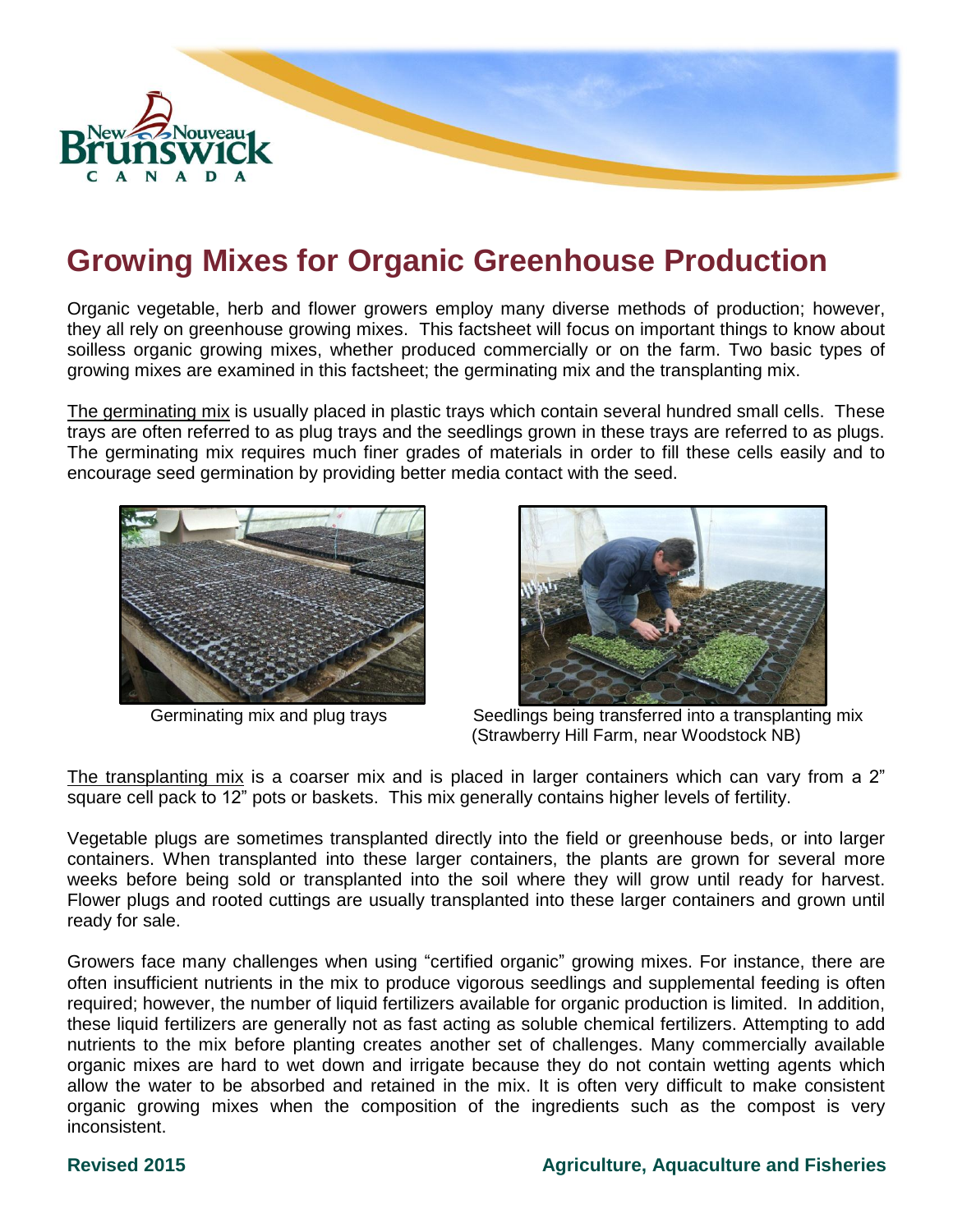# Growing Mixes for Organic Greenhouse Production

Organic vegetable, herb and flower growers employ many diverse methods of production; however, they all rely on greenhouse growing mixes. This factsheet will focus on important things to know about soilless organic growing mixes, whether produced commercially or on the farm. Two basic types of growing mixes are examined in this factsheet; the germinating mix and the transplanting mix.

The germinating mix is usually placed in plastic trays which contain several hundred small cells. These trays are often referred to as plug trays and the seedlings grown in these trays are referred to as plugs. The germinating mix requires much finer grades of materials in order to fill these cells easily and to encourage seed germination by providing better media contact with the seed.

Germinating mix and plug trays

Seedlings being transferred into a transplanting mix (Strawberry Hill Farm, near Woodstock NB)

The transplanting mix is a coarser mix and is placed in larger containers which can vary from a 2" square cell pack to 12" pots or baskets. This mix generally contains higher levels of fertility.

Vegetable plugs are sometimes transplanted directly into the field or greenhouse beds, or into larger containers. When transplanted into these larger containers, the plants are grown for several more weeks before being sold or transplanted into the soil where they will grow until ready for harvest. Flower plugs and rooted cuttings are usually transplanted into these larger containers and grown until ready for sale.

Growers face many challenges when using "certified organic" growing mixes. For instance, there are often insufficient nutrients in the mix to produce vigorous seedlings and supplemental feeding is often required; however, the number of liquid fertilizers available for organic production is limited. In addition, these liquid fertilizers are generally not as fast acting as soluble chemical fertilizers. Attempting to add nutrients to the mix before planting creates another set of challenges. Many commercially available organic mixes are hard to wet down and irrigate because they do not contain wetting agents which allow the water to be absorbed and retained in the mix. It is often very difficult to make consistent organic growing mixes when the composition of the ingredients such as the compost is very inconsistent.

**Revised 2015** **Agriculture, Aquaculture and Fisheries**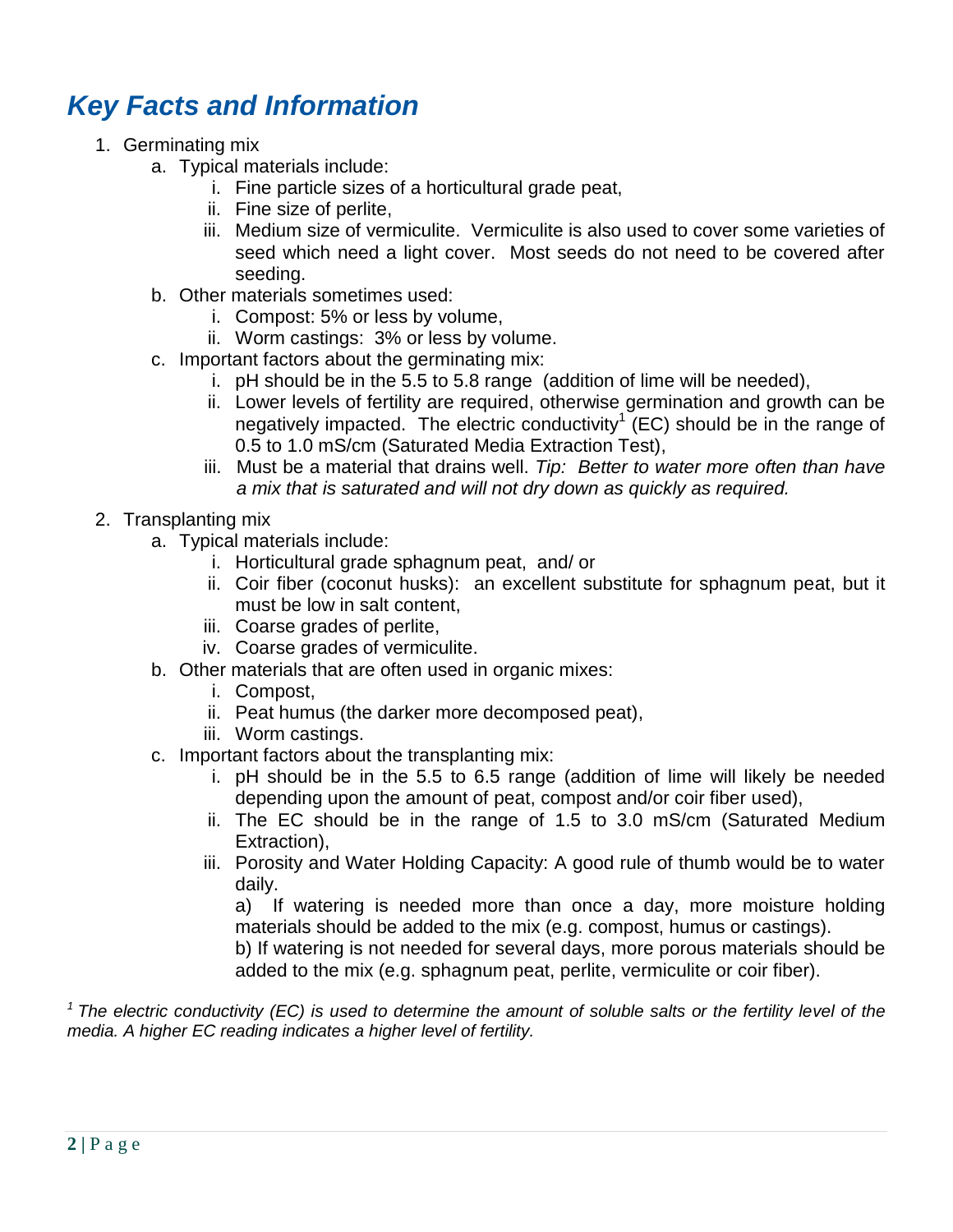## *Key Facts and Information*

1. Germinating mix
    a. Typical materials include:
        i. Fine particle sizes of a horticultural grade peat,
        ii. Fine size of perlite,
        iii. Medium size of vermiculite. Vermiculite is also used to cover some varieties of seed which need a light cover. Most seeds do not need to be covered after seeding.
    b. Other materials sometimes used:
        i. Compost: 5% or less by volume,
        ii. Worm castings: 3% or less by volume.
    c. Important factors about the germinating mix:
        i. pH should be in the 5.5 to 5.8 range (addition of lime will be needed),
        ii. Lower levels of fertility are required, otherwise germination and growth can be negatively impacted. The electric conductivity[1] (EC) should be in the range of 0.5 to 1.0 mS/cm (Saturated Media Extraction Test),
        iii. Must be a material that drains well. *Tip: Better to water more often than have a mix that is saturated and will not dry down as quickly as required.*
2. Transplanting mix
    a. Typical materials include:
        i. Horticultural grade sphagnum peat, and/ or
        ii. Coir fiber (coconut husks): an excellent substitute for sphagnum peat, but it must be low in salt content,
        iii. Coarse grades of perlite,
        iv. Coarse grades of vermiculite.
    b. Other materials that are often used in organic mixes:
        i. Compost,
        ii. Peat humus (the darker more decomposed peat),
        iii. Worm castings.
    c. Important factors about the transplanting mix:
        i. pH should be in the 5.5 to 6.5 range (addition of lime will likely be needed depending upon the amount of peat, compost and/or coir fiber used),
        ii. The EC should be in the range of 1.5 to 3.0 mS/cm (Saturated Medium Extraction),
        iii. Porosity and Water Holding Capacity: A good rule of thumb would be to water daily.
        a) If watering is needed more than once a day, more moisture holding materials should be added to the mix (e.g. compost, humus or castings).
        b) If watering is not needed for several days, more porous materials should be added to the mix (e.g. sphagnum peat, perlite, vermiculite or coir fiber).

*[1] The electric conductivity (EC) is used to determine the amount of soluble salts or the fertility level of the media. A higher EC reading indicates a higher level of fertility.*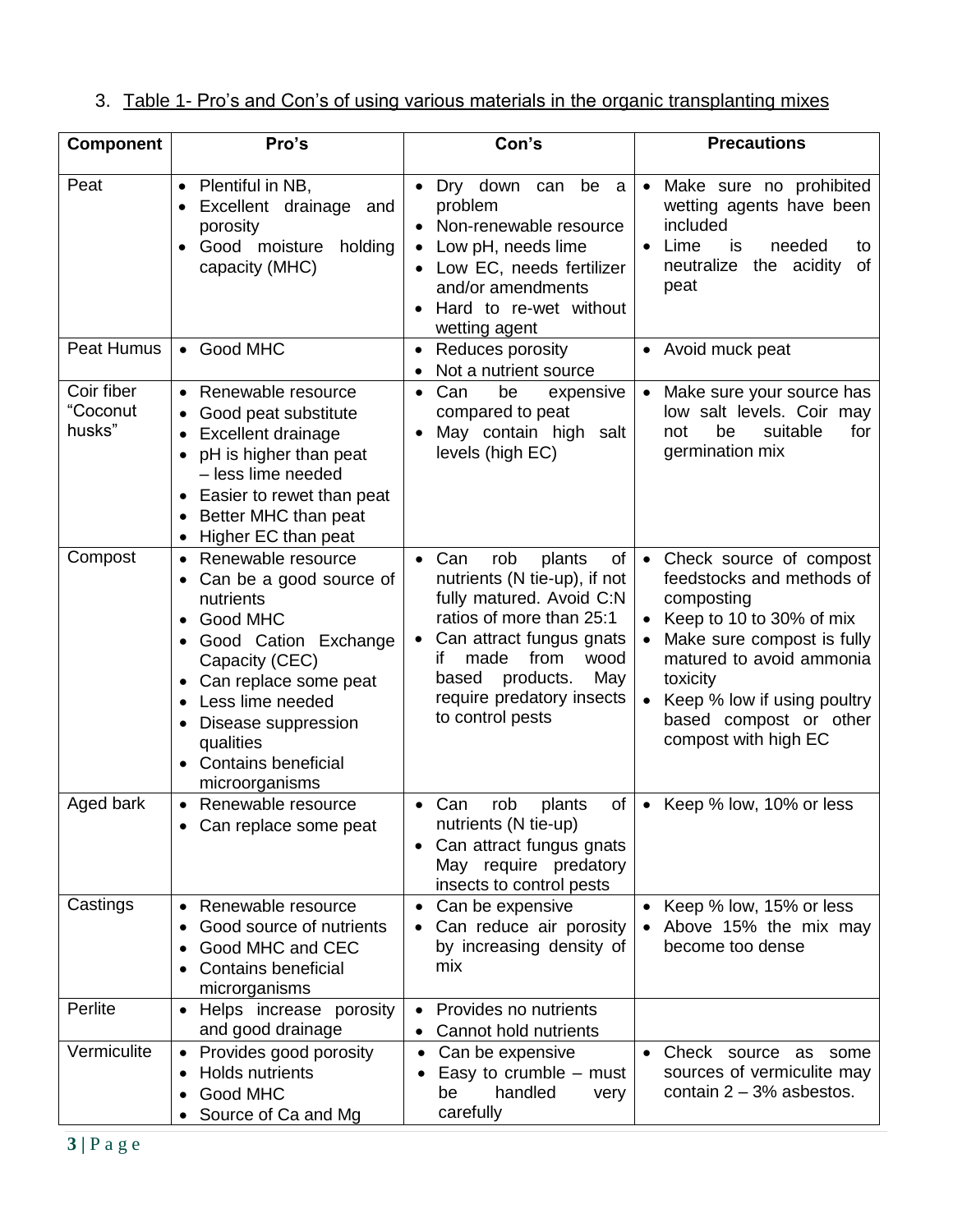3. Table 1- Pro's and Con's of using various materials in the organic transplanting mixes

| Component | Pro's | Con's | Precautions |
|---|---|---|---|
| Peat | • Plentiful in NB,<br>• Excellent drainage and porosity<br>• Good moisture holding capacity (MHC) | • Dry down can be a problem<br>• Non-renewable resource<br>• Low pH, needs lime<br>• Low EC, needs fertilizer and/or amendments<br>• Hard to re-wet without wetting agent | • Make sure no prohibited wetting agents have been included<br>• Lime is needed to neutralize the acidity of peat |
| Peat Humus | • Good MHC | • Reduces porosity<br>• Not a nutrient source | • Avoid muck peat |
| Coir fiber "Coconut husks" | • Renewable resource<br>• Good peat substitute<br>• Excellent drainage<br>• pH is higher than peat – less lime needed<br>• Easier to rewet than peat<br>• Better MHC than peat<br>• Higher EC than peat | • Can be expensive compared to peat<br>• May contain high salt levels (high EC) | • Make sure your source has low salt levels. Coir may not be suitable for germination mix |
| Compost | • Renewable resource<br>• Can be a good source of nutrients<br>• Good MHC<br>• Good Cation Exchange Capacity (CEC)<br>• Can replace some peat<br>• Less lime needed<br>• Disease suppression qualities<br>• Contains beneficial microorganisms | • Can rob plants of nutrients (N tie-up), if not fully matured. Avoid C:N ratios of more than 25:1<br>• Can attract fungus gnats if made from wood based products. May require predatory insects to control pests | • Check source of compost feedstocks and methods of composting<br>• Keep to 10 to 30% of mix<br>• Make sure compost is fully matured to avoid ammonia toxicity<br>• Keep % low if using poultry based compost or other compost with high EC |
| Aged bark | • Renewable resource<br>• Can replace some peat | • Can rob plants of nutrients (N tie-up)<br>• Can attract fungus gnats May require predatory insects to control pests | • Keep % low, 10% or less |
| Castings | • Renewable resource<br>• Good source of nutrients<br>• Good MHC and CEC<br>• Contains beneficial microrganisms | • Can be expensive<br>• Can reduce air porosity by increasing density of mix | • Keep % low, 15% or less<br>• Above 15% the mix may become too dense |
| Perlite | • Helps increase porosity and good drainage | • Provides no nutrients<br>• Cannot hold nutrients | |
| Vermiculite | • Provides good porosity<br>• Holds nutrients<br>• Good MHC<br>• Source of Ca and Mg | • Can be expensive<br>• Easy to crumble – must be handled very carefully | • Check source as some sources of vermiculite may contain 2 – 3% asbestos. |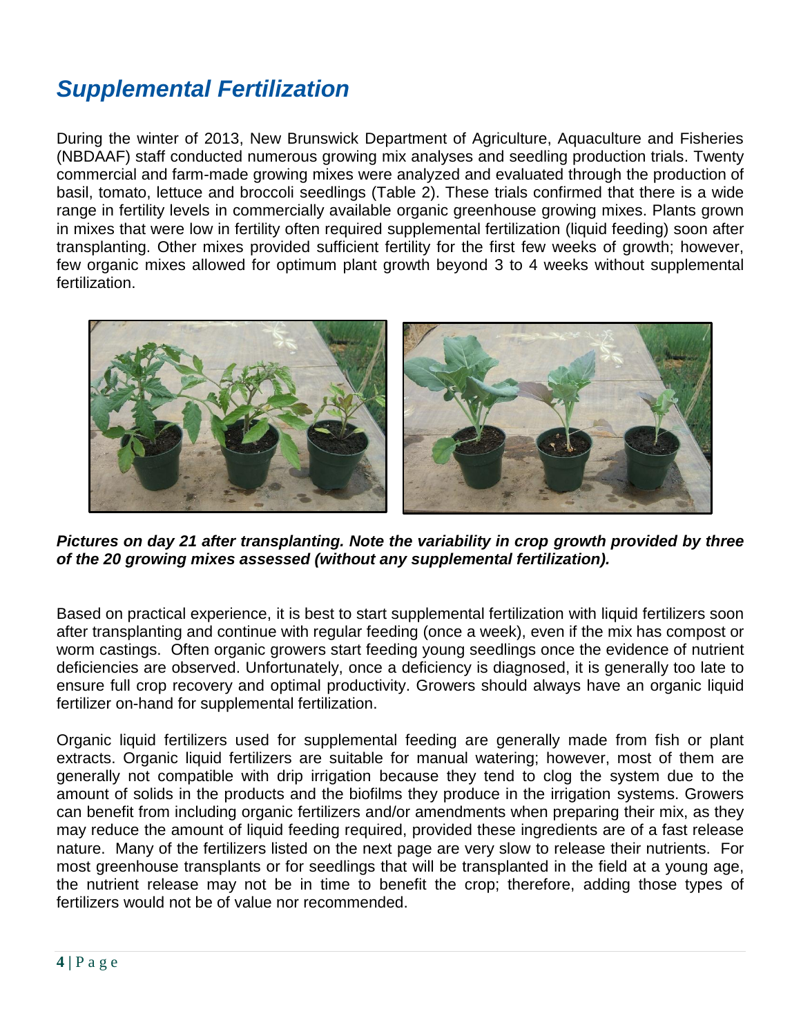## *Supplemental Fertilization*

During the winter of 2013, New Brunswick Department of Agriculture, Aquaculture and Fisheries (NBDAAF) staff conducted numerous growing mix analyses and seedling production trials. Twenty commercial and farm-made growing mixes were analyzed and evaluated through the production of basil, tomato, lettuce and broccoli seedlings (Table 2). These trials confirmed that there is a wide range in fertility levels in commercially available organic greenhouse growing mixes. Plants grown in mixes that were low in fertility often required supplemental fertilization (liquid feeding) soon after transplanting. Other mixes provided sufficient fertility for the first few weeks of growth; however, few organic mixes allowed for optimum plant growth beyond 3 to 4 weeks without supplemental fertilization.

***Pictures on day 21 after transplanting. Note the variability in crop growth provided by three of the 20 growing mixes assessed (without any supplemental fertilization).***

Based on practical experience, it is best to start supplemental fertilization with liquid fertilizers soon after transplanting and continue with regular feeding (once a week), even if the mix has compost or worm castings. Often organic growers start feeding young seedlings once the evidence of nutrient deficiencies are observed. Unfortunately, once a deficiency is diagnosed, it is generally too late to ensure full crop recovery and optimal productivity. Growers should always have an organic liquid fertilizer on-hand for supplemental fertilization.

Organic liquid fertilizers used for supplemental feeding are generally made from fish or plant extracts. Organic liquid fertilizers are suitable for manual watering; however, most of them are generally not compatible with drip irrigation because they tend to clog the system due to the amount of solids in the products and the biofilms they produce in the irrigation systems. Growers can benefit from including organic fertilizers and/or amendments when preparing their mix, as they may reduce the amount of liquid feeding required, provided these ingredients are of a fast release nature. Many of the fertilizers listed on the next page are very slow to release their nutrients. For most greenhouse transplants or for seedlings that will be transplanted in the field at a young age, the nutrient release may not be in time to benefit the crop; therefore, adding those types of fertilizers would not be of value nor recommended.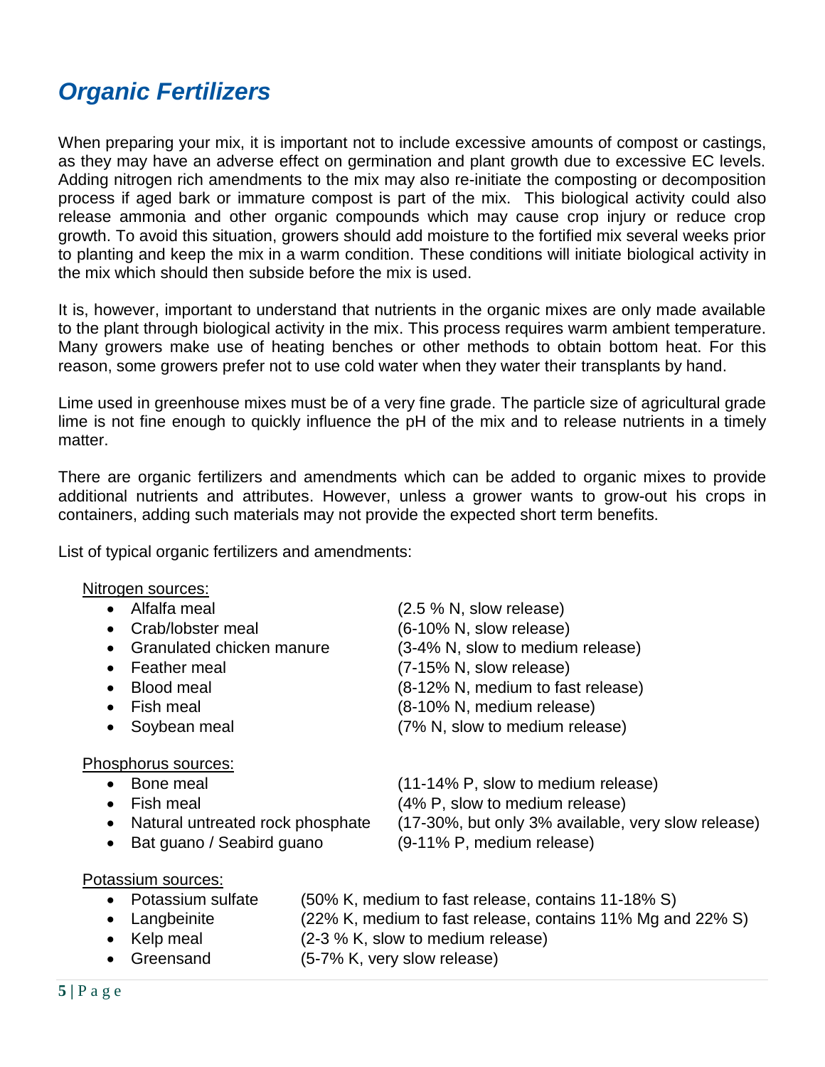## *Organic Fertilizers*

When preparing your mix, it is important not to include excessive amounts of compost or castings, as they may have an adverse effect on germination and plant growth due to excessive EC levels. Adding nitrogen rich amendments to the mix may also re-initiate the composting or decomposition process if aged bark or immature compost is part of the mix. This biological activity could also release ammonia and other organic compounds which may cause crop injury or reduce crop growth. To avoid this situation, growers should add moisture to the fortified mix several weeks prior to planting and keep the mix in a warm condition. These conditions will initiate biological activity in the mix which should then subside before the mix is used.

It is, however, important to understand that nutrients in the organic mixes are only made available to the plant through biological activity in the mix. This process requires warm ambient temperature. Many growers make use of heating benches or other methods to obtain bottom heat. For this reason, some growers prefer not to use cold water when they water their transplants by hand.

Lime used in greenhouse mixes must be of a very fine grade. The particle size of agricultural grade lime is not fine enough to quickly influence the pH of the mix and to release nutrients in a timely matter.

There are organic fertilizers and amendments which can be added to organic mixes to provide additional nutrients and attributes. However, unless a grower wants to grow-out his crops in containers, adding such materials may not provide the expected short term benefits.

List of typical organic fertilizers and amendments:

Nitrogen sources:

- Alfalfa meal (2.5 % N, slow release)
- Crab/lobster meal (6-10% N, slow release)
- Granulated chicken manure (3-4% N, slow to medium release)
- Feather meal (7-15% N, slow release)
- Blood meal (8-12% N, medium to fast release)
- Fish meal (8-10% N, medium release)
- Soybean meal (7% N, slow to medium release)

Phosphorus sources:

- Bone meal (11-14% P, slow to medium release)
- Fish meal (4% P, slow to medium release)
- Natural untreated rock phosphate (17-30%, but only 3% available, very slow release)
- Bat guano / Seabird guano (9-11% P, medium release)

Potassium sources:

- Potassium sulfate (50% K, medium to fast release, contains 11-18% S)
- Langbeinite (22% K, medium to fast release, contains 11% Mg and 22% S)
- Kelp meal (2-3 % K, slow to medium release)
- Greensand (5-7% K, very slow release)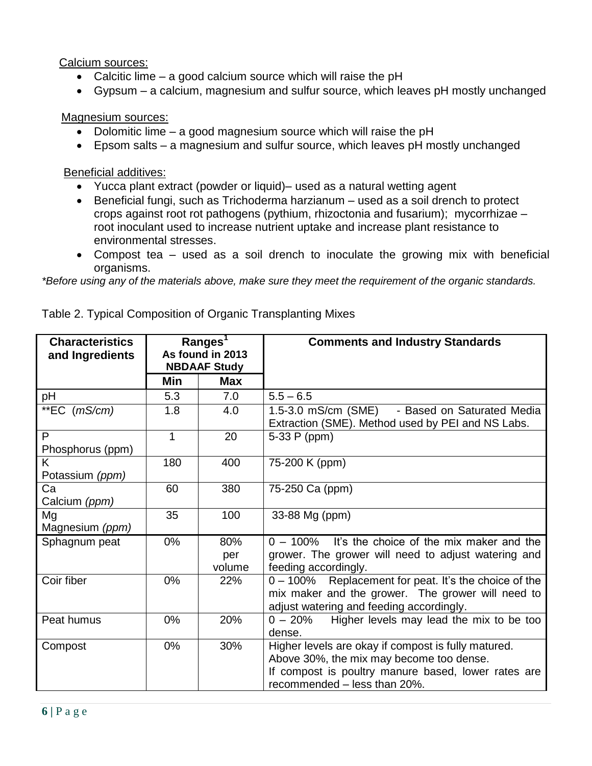Calcium sources:

- Calcitic lime – a good calcium source which will raise the pH
- Gypsum – a calcium, magnesium and sulfur source, which leaves pH mostly unchanged

Magnesium sources:

- Dolomitic lime – a good magnesium source which will raise the pH
- Epsom salts – a magnesium and sulfur source, which leaves pH mostly unchanged

Beneficial additives:

- Yucca plant extract (powder or liquid)– used as a natural wetting agent
- Beneficial fungi, such as Trichoderma harzianum – used as a soil drench to protect crops against root rot pathogens (pythium, rhizoctonia and fusarium); mycorrhizae – root inoculant used to increase nutrient uptake and increase plant resistance to environmental stresses.
- Compost tea – used as a soil drench to inoculate the growing mix with beneficial organisms.

*\*Before using any of the materials above, make sure they meet the requirement of the organic standards.*

Table 2. Typical Composition of Organic Transplanting Mixes

| Characteristics and Ingredients | Ranges[1] As found in 2013 NBDAAF Study | | Comments and Industry Standards |
|---|---|---|---|
| | Min | Max | |
| pH | 5.3 | 7.0 | 5.5 – 6.5 |
| **EC (*mS/cm*) | 1.8 | 4.0 | 1.5-3.0 mS/cm (SME) - Based on Saturated Media Extraction (SME). Method used by PEI and NS Labs. |
| P Phosphorus (ppm) | 1 | 20 | 5-33 P (ppm) |
| K Potassium *(ppm)* | 180 | 400 | 75-200 K (ppm) |
| Ca Calcium *(ppm)* | 60 | 380 | 75-250 Ca (ppm) |
| Mg Magnesium *(ppm)* | 35 | 100 | 33-88 Mg (ppm) |
| Sphagnum peat | 0% | 80% per volume | 0 – 100% It's the choice of the mix maker and the grower. The grower will need to adjust watering and feeding accordingly. |
| Coir fiber | 0% | 22% | 0 – 100% Replacement for peat. It's the choice of the mix maker and the grower. The grower will need to adjust watering and feeding accordingly. |
| Peat humus | 0% | 20% | 0 – 20% Higher levels may lead the mix to be too dense. |
| Compost | 0% | 30% | Higher levels are okay if compost is fully matured. Above 30%, the mix may become too dense. If compost is poultry manure based, lower rates are recommended – less than 20%. |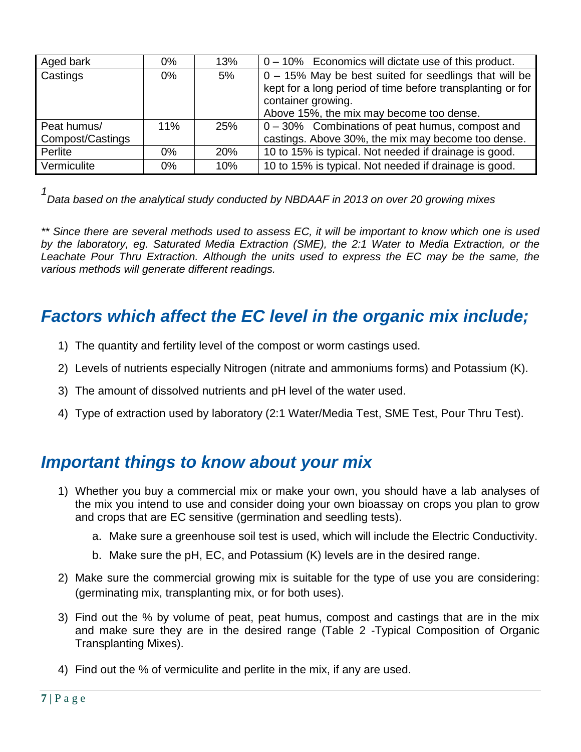| | | | |
|---|---|---|---|
| Aged bark | 0% | 13% | 0 – 10% Economics will dictate use of this product. |
| Castings | 0% | 5% | 0 – 15% May be best suited for seedlings that will be kept for a long period of time before transplanting or for container growing. Above 15%, the mix may become too dense. |
| Peat humus/ Compost/Castings | 11% | 25% | 0 – 30% Combinations of peat humus, compost and castings. Above 30%, the mix may become too dense. |
| Perlite | 0% | 20% | 10 to 15% is typical. Not needed if drainage is good. |
| Vermiculite | 0% | 10% | 10 to 15% is typical. Not needed if drainage is good. |

*[1] Data based on the analytical study conducted by NBDAAF in 2013 on over 20 growing mixes*

*** Since there are several methods used to assess EC, it will be important to know which one is used by the laboratory, eg. Saturated Media Extraction (SME), the 2:1 Water to Media Extraction, or the Leachate Pour Thru Extraction. Although the units used to express the EC may be the same, the various methods will generate different readings.*

## *Factors which affect the EC level in the organic mix include;*

1) The quantity and fertility level of the compost or worm castings used.
2) Levels of nutrients especially Nitrogen (nitrate and ammoniums forms) and Potassium (K).
3) The amount of dissolved nutrients and pH level of the water used.
4) Type of extraction used by laboratory (2:1 Water/Media Test, SME Test, Pour Thru Test).

## *Important things to know about your mix*

1) Whether you buy a commercial mix or make your own, you should have a lab analyses of the mix you intend to use and consider doing your own bioassay on crops you plan to grow and crops that are EC sensitive (germination and seedling tests).
   a. Make sure a greenhouse soil test is used, which will include the Electric Conductivity.
   b. Make sure the pH, EC, and Potassium (K) levels are in the desired range.
2) Make sure the commercial growing mix is suitable for the type of use you are considering: (germinating mix, transplanting mix, or for both uses).
3) Find out the % by volume of peat, peat humus, compost and castings that are in the mix and make sure they are in the desired range (Table 2 -Typical Composition of Organic Transplanting Mixes).
4) Find out the % of vermiculite and perlite in the mix, if any are used.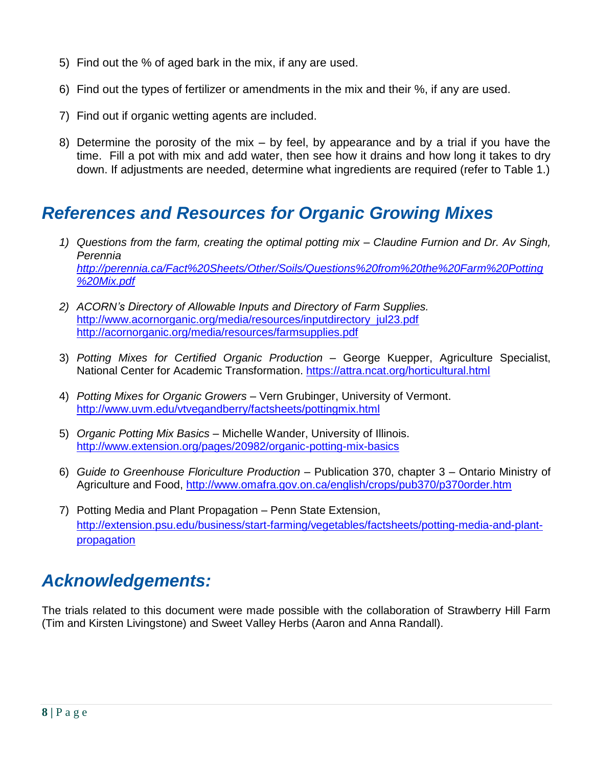5) Find out the % of aged bark in the mix, if any are used.
6) Find out the types of fertilizer or amendments in the mix and their %, if any are used.
7) Find out if organic wetting agents are included.
8) Determine the porosity of the mix – by feel, by appearance and by a trial if you have the time. Fill a pot with mix and add water, then see how it drains and how long it takes to dry down. If adjustments are needed, determine what ingredients are required (refer to Table 1.)

## References and Resources for Organic Growing Mixes

1) *Questions from the farm, creating the optimal potting mix – Claudine Furnion and Dr. Av Singh, Perennia*
   *http://perennia.ca/Fact%20Sheets/Other/Soils/Questions%20from%20the%20Farm%20Potting%20Mix.pdf*
2) *ACORN's Directory of Allowable Inputs and Directory of Farm Supplies.*
   http://www.acornorganic.org/media/resources/inputdirectory_jul23.pdf
   http://acornorganic.org/media/resources/farmsupplies.pdf
3) *Potting Mixes for Certified Organic Production* – George Kuepper, Agriculture Specialist, National Center for Academic Transformation. https://attra.ncat.org/horticultural.html
4) *Potting Mixes for Organic Growers* – Vern Grubinger, University of Vermont. http://www.uvm.edu/vtvegandberry/factsheets/pottingmix.html
5) *Organic Potting Mix Basics* – Michelle Wander, University of Illinois. http://www.extension.org/pages/20982/organic-potting-mix-basics
6) *Guide to Greenhouse Floriculture Production* – Publication 370, chapter 3 – Ontario Ministry of Agriculture and Food, http://www.omafra.gov.on.ca/english/crops/pub370/p370order.htm
7) Potting Media and Plant Propagation – Penn State Extension, http://extension.psu.edu/business/start-farming/vegetables/factsheets/potting-media-and-plant-propagation

## Acknowledgements:

The trials related to this document were made possible with the collaboration of Strawberry Hill Farm (Tim and Kirsten Livingstone) and Sweet Valley Herbs (Aaron and Anna Randall).